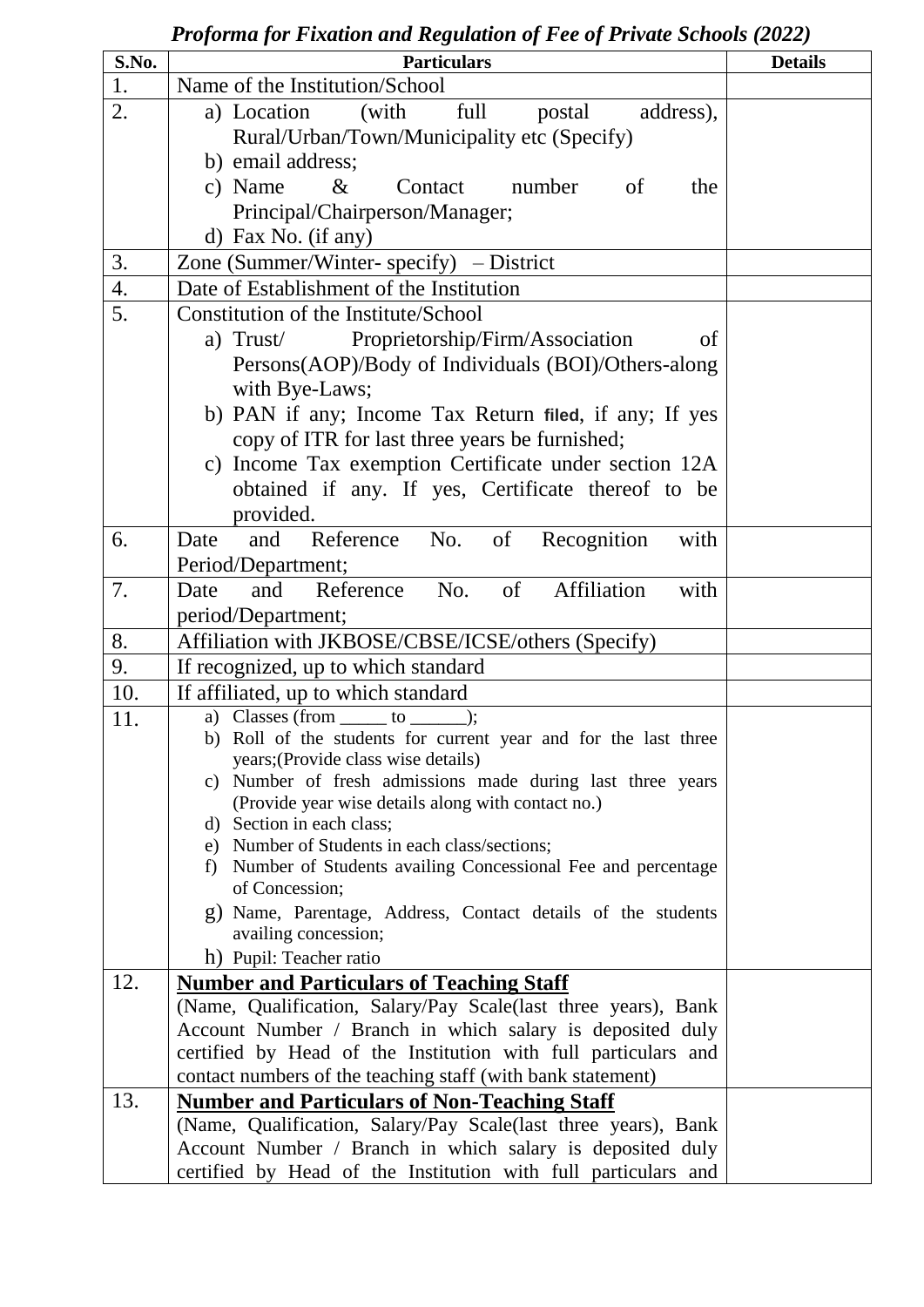*Proforma for Fixation and Regulation of Fee of Private Schools (2022)*

| S.No. | Particulars | Details |
|---|---|---|
| 1. | Name of the Institution/School | |
| 2. | a) Location (with full postal address), Rural/Urban/Town/Municipality etc (Specify)<br>b) email address;<br>c) Name & Contact number of the Principal/Chairperson/Manager;<br>d) Fax No. (if any) | |
| 3. | Zone (Summer/Winter- specify) – District | |
| 4. | Date of Establishment of the Institution | |
| 5. | Constitution of the Institute/School<br>a) Trust/ Proprietorship/Firm/Association of Persons(AOP)/Body of Individuals (BOI)/Others-along with Bye-Laws;<br>b) PAN if any; Income Tax Return filed, if any; If yes copy of ITR for last three years be furnished;<br>c) Income Tax exemption Certificate under section 12A obtained if any. If yes, Certificate thereof to be provided. | |
| 6. | Date and Reference No. of Recognition with Period/Department; | |
| 7. | Date and Reference No. of Affiliation with period/Department; | |
| 8. | Affiliation with JKBOSE/CBSE/ICSE/others (Specify) | |
| 9. | If recognized, up to which standard | |
| 10. | If affiliated, up to which standard | |
| 11. | a) Classes (from _____ to ______);<br>b) Roll of the students for current year and for the last three years;(Provide class wise details)<br>c) Number of fresh admissions made during last three years (Provide year wise details along with contact no.)<br>d) Section in each class;<br>e) Number of Students in each class/sections;<br>f) Number of Students availing Concessional Fee and percentage of Concession;<br>g) Name, Parentage, Address, Contact details of the students availing concession;<br>h) Pupil: Teacher ratio | |
| 12. | **Number and Particulars of Teaching Staff**<br>(Name, Qualification, Salary/Pay Scale(last three years), Bank Account Number / Branch in which salary is deposited duly certified by Head of the Institution with full particulars and contact numbers of the teaching staff (with bank statement) | |
| 13. | **Number and Particulars of Non-Teaching Staff**<br>(Name, Qualification, Salary/Pay Scale(last three years), Bank Account Number / Branch in which salary is deposited duly certified by Head of the Institution with full particulars and | |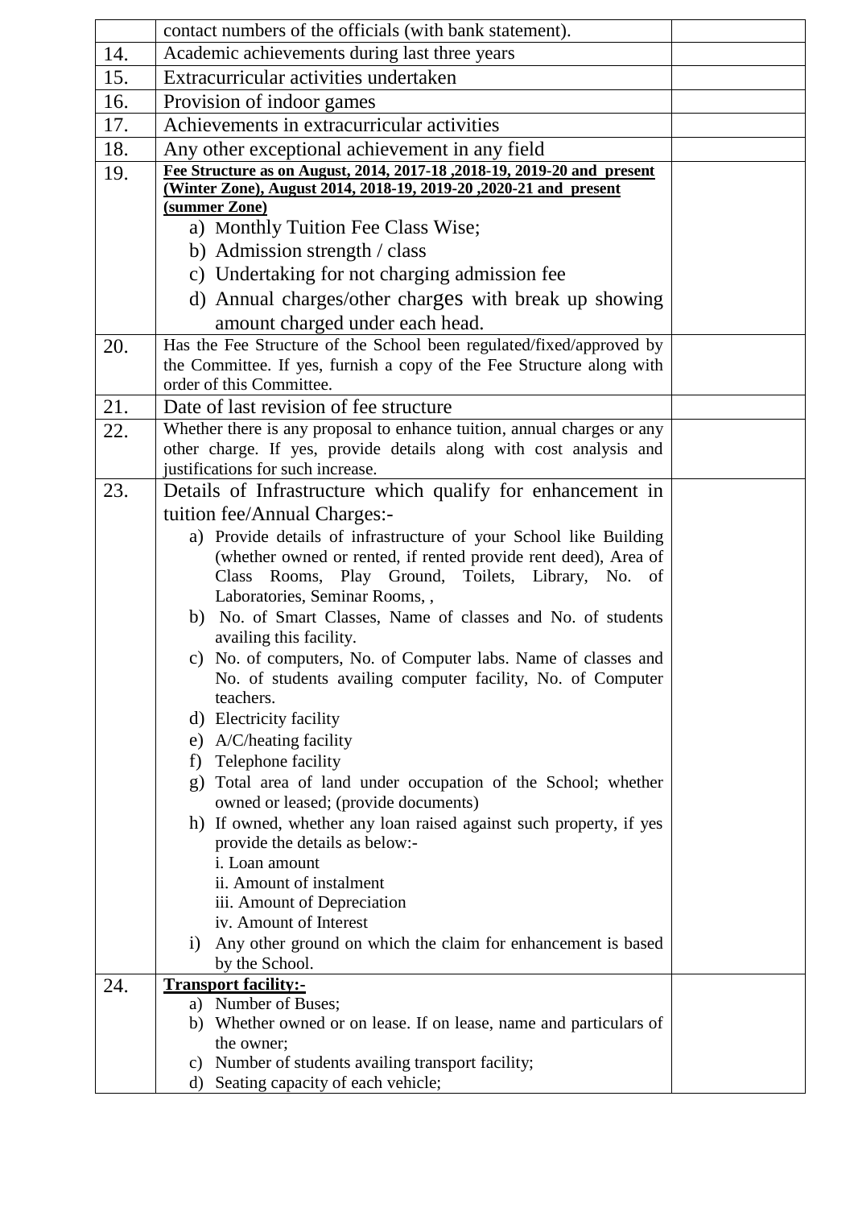|  |  |  |
|---|---|---|
|  | contact numbers of the officials (with bank statement). |  |
| 14. | Academic achievements during last three years |  |
| 15. | Extracurricular activities undertaken |  |
| 16. | Provision of indoor games |  |
| 17. | Achievements in extracurricular activities |  |
| 18. | Any other exceptional achievement in any field |  |
| 19. | **Fee Structure as on August, 2014, 2017-18 ,2018-19, 2019-20 and present (Winter Zone), August 2014, 2018-19, 2019-20 ,2020-21 and present (summer Zone)**<br>a) Monthly Tuition Fee Class Wise;<br>b) Admission strength / class<br>c) Undertaking for not charging admission fee<br>d) Annual charges/other charges with break up showing amount charged under each head. |  |
| 20. | Has the Fee Structure of the School been regulated/fixed/approved by the Committee. If yes, furnish a copy of the Fee Structure along with order of this Committee. |  |
| 21. | Date of last revision of fee structure |  |
| 22. | Whether there is any proposal to enhance tuition, annual charges or any other charge. If yes, provide details along with cost analysis and justifications for such increase. |  |
| 23. | Details of Infrastructure which qualify for enhancement in tuition fee/Annual Charges:-<br>a) Provide details of infrastructure of your School like Building (whether owned or rented, if rented provide rent deed), Area of Class Rooms, Play Ground, Toilets, Library, No. of Laboratories, Seminar Rooms, ,<br>b) No. of Smart Classes, Name of classes and No. of students availing this facility.<br>c) No. of computers, No. of Computer labs. Name of classes and No. of students availing computer facility, No. of Computer teachers.<br>d) Electricity facility<br>e) A/C/heating facility<br>f) Telephone facility<br>g) Total area of land under occupation of the School; whether owned or leased; (provide documents)<br>h) If owned, whether any loan raised against such property, if yes provide the details as below:-<br>i. Loan amount<br>ii. Amount of instalment<br>iii. Amount of Depreciation<br>iv. Amount of Interest<br>i) Any other ground on which the claim for enhancement is based by the School. |  |
| 24. | **Transport facility:-**<br>a) Number of Buses;<br>b) Whether owned or on lease. If on lease, name and particulars of the owner;<br>c) Number of students availing transport facility;<br>d) Seating capacity of each vehicle; |  |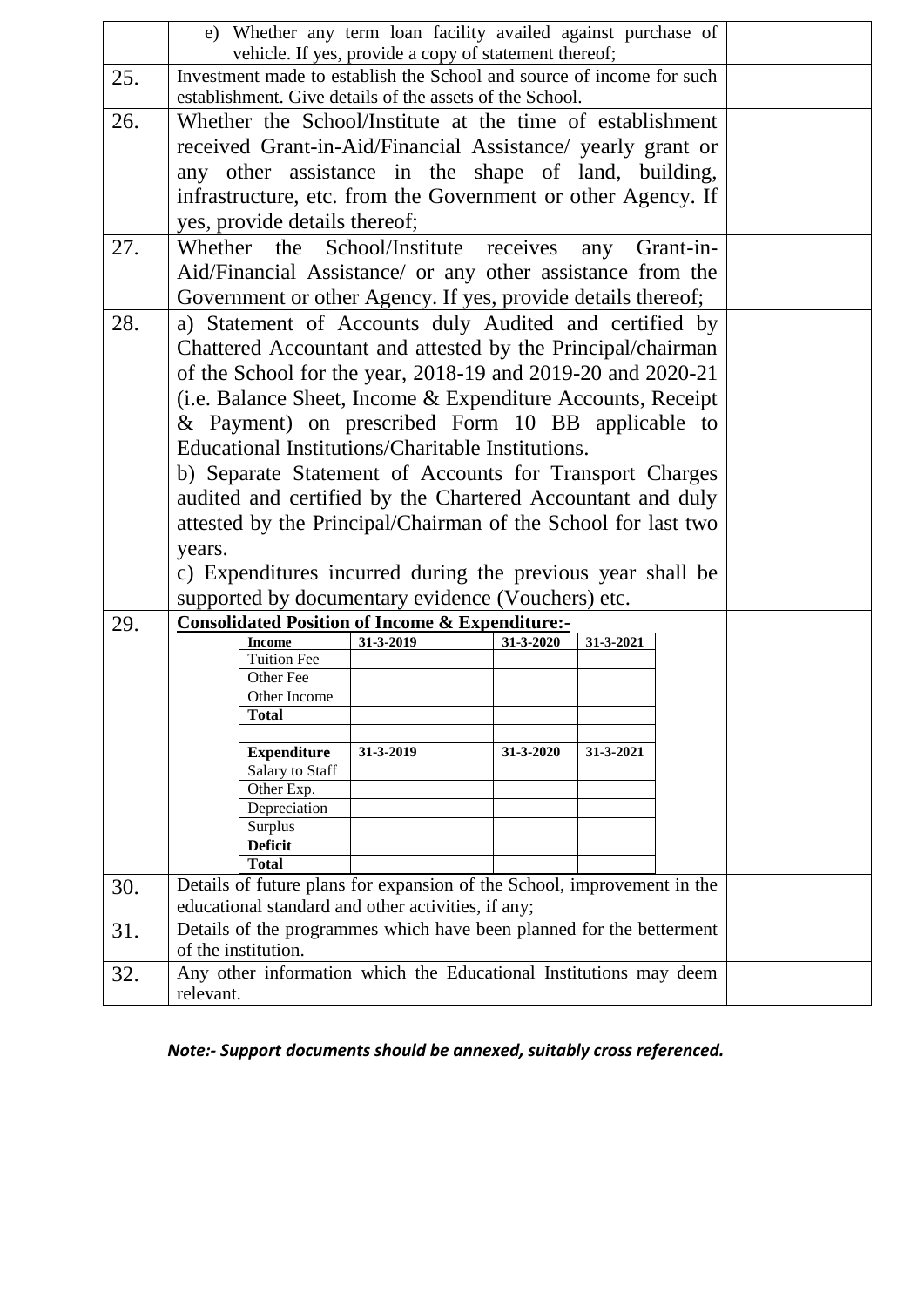| | | |
|---|---|---|
| | e) Whether any term loan facility availed against purchase of vehicle. If yes, provide a copy of statement thereof; | |
| 25. | Investment made to establish the School and source of income for such establishment. Give details of the assets of the School. | |
| 26. | Whether the School/Institute at the time of establishment received Grant-in-Aid/Financial Assistance/ yearly grant or any other assistance in the shape of land, building, infrastructure, etc. from the Government or other Agency. If yes, provide details thereof; | |
| 27. | Whether the School/Institute receives any Grant-in-Aid/Financial Assistance/ or any other assistance from the Government or other Agency. If yes, provide details thereof; | |
| 28. | a) Statement of Accounts duly Audited and certified by Chattered Accountant and attested by the Principal/chairman of the School for the year, 2018-19 and 2019-20 and 2020-21 (i.e. Balance Sheet, Income & Expenditure Accounts, Receipt & Payment) on prescribed Form 10 BB applicable to Educational Institutions/Charitable Institutions.<br>b) Separate Statement of Accounts for Transport Charges audited and certified by the Chartered Accountant and duly attested by the Principal/Chairman of the School for last two years.<br>c) Expenditures incurred during the previous year shall be supported by documentary evidence (Vouchers) etc. | |
| 29. | **Consolidated Position of Income & Expenditure:-** (see table below) | |
| 30. | Details of future plans for expansion of the School, improvement in the educational standard and other activities, if any; | |
| 31. | Details of the programmes which have been planned for the betterment of the institution. | |
| 32. | Any other information which the Educational Institutions may deem relevant. | |

**Consolidated Position of Income & Expenditure:-**

| **Income** | **31-3-2019** | **31-3-2020** | **31-3-2021** |
|---|---|---|---|
| Tuition Fee | | | |
| Other Fee | | | |
| Other Income | | | |
| **Total** | | | |
| | | | |
| **Expenditure** | **31-3-2019** | **31-3-2020** | **31-3-2021** |
| Salary to Staff | | | |
| Other Exp. | | | |
| Depreciation | | | |
| Surplus | | | |
| **Deficit** | | | |
| **Total** | | | |

***Note:- Support documents should be annexed, suitably cross referenced.***